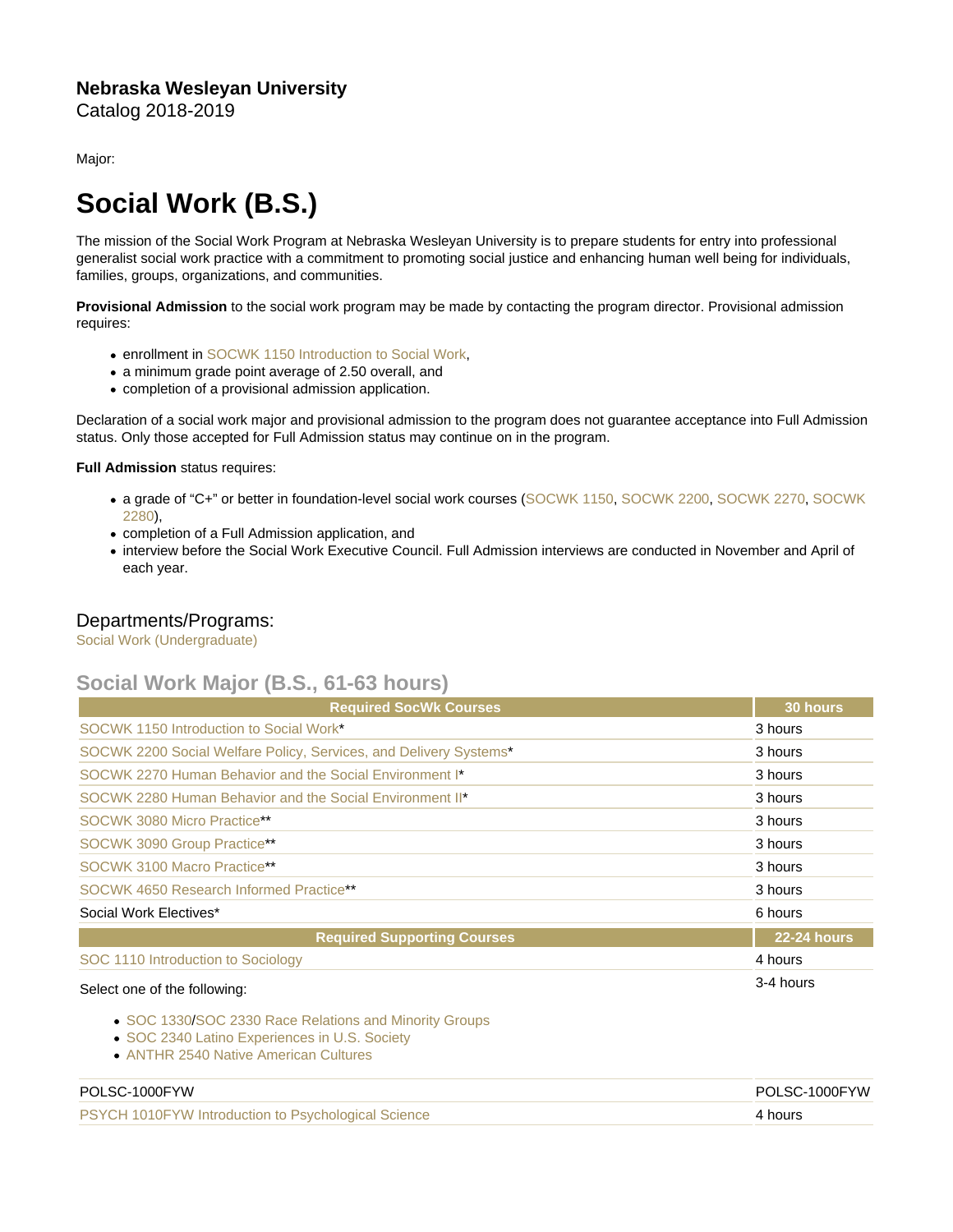**Nebraska Wesleyan University**
Catalog 2018-2019

Major:

# Social Work (B.S.)

The mission of the Social Work Program at Nebraska Wesleyan University is to prepare students for entry into professional generalist social work practice with a commitment to promoting social justice and enhancing human well being for individuals, families, groups, organizations, and communities.

**Provisional Admission** to the social work program may be made by contacting the program director. Provisional admission requires:

- enrollment in SOCWK 1150 Introduction to Social Work,
- a minimum grade point average of 2.50 overall, and
- completion of a provisional admission application.

Declaration of a social work major and provisional admission to the program does not guarantee acceptance into Full Admission status. Only those accepted for Full Admission status may continue on in the program.

**Full Admission** status requires:

- a grade of "C+" or better in foundation-level social work courses (SOCWK 1150, SOCWK 2200, SOCWK 2270, SOCWK 2280),
- completion of a Full Admission application, and
- interview before the Social Work Executive Council. Full Admission interviews are conducted in November and April of each year.

## Departments/Programs:

Social Work (Undergraduate)

## Social Work Major (B.S., 61-63 hours)

| Required SocWk Courses | 30 hours |
|---|---|
| SOCWK 1150 Introduction to Social Work* | 3 hours |
| SOCWK 2200 Social Welfare Policy, Services, and Delivery Systems* | 3 hours |
| SOCWK 2270 Human Behavior and the Social Environment I* | 3 hours |
| SOCWK 2280 Human Behavior and the Social Environment II* | 3 hours |
| SOCWK 3080 Micro Practice** | 3 hours |
| SOCWK 3090 Group Practice** | 3 hours |
| SOCWK 3100 Macro Practice** | 3 hours |
| SOCWK 4650 Research Informed Practice** | 3 hours |
| Social Work Electives* | 6 hours |
| **Required Supporting Courses** | **22-24 hours** |
| SOC 1110 Introduction to Sociology | 4 hours |
| Select one of the following:<br>• SOC 1330/SOC 2330 Race Relations and Minority Groups<br>• SOC 2340 Latino Experiences in U.S. Society<br>• ANTHR 2540 Native American Cultures | 3-4 hours |
| POLSC-1000FYW | POLSC-1000FYW |
| PSYCH 1010FYW Introduction to Psychological Science | 4 hours |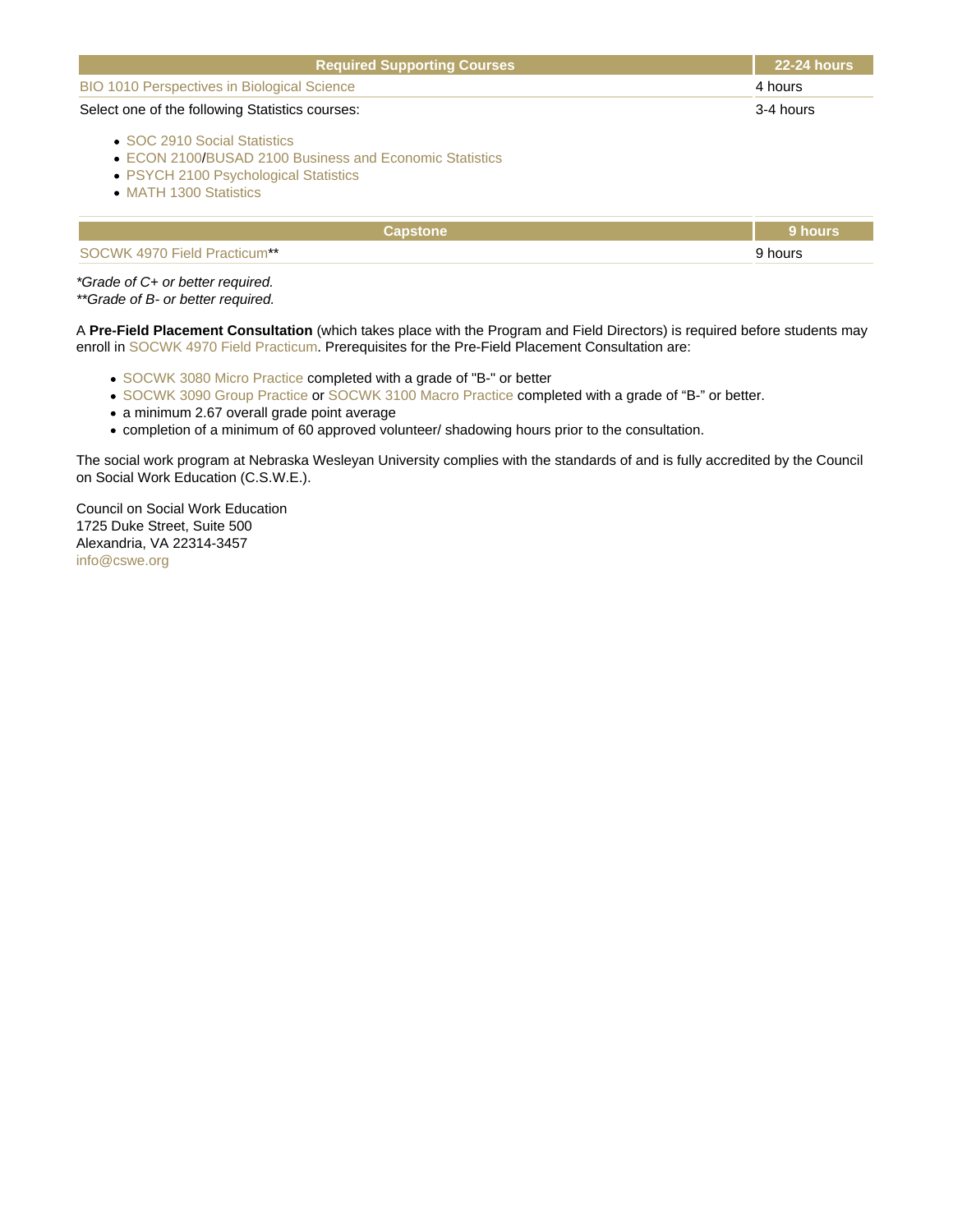| Required Supporting Courses | 22-24 hours |
| --- | --- |
| BIO 1010 Perspectives in Biological Science | 4 hours |
| Select one of the following Statistics courses:<br>• SOC 2910 Social Statistics<br>• ECON 2100/BUSAD 2100 Business and Economic Statistics<br>• PSYCH 2100 Psychological Statistics<br>• MATH 1300 Statistics | 3-4 hours |

| Capstone | 9 hours |
| --- | --- |
| SOCWK 4970 Field Practicum** | 9 hours |

*Grade of C+ or better required.*
***Grade of B- or better required.*

A **Pre-Field Placement Consultation** (which takes place with the Program and Field Directors) is required before students may enroll in SOCWK 4970 Field Practicum. Prerequisites for the Pre-Field Placement Consultation are:

- SOCWK 3080 Micro Practice completed with a grade of "B-" or better
- SOCWK 3090 Group Practice or SOCWK 3100 Macro Practice completed with a grade of "B-" or better.
- a minimum 2.67 overall grade point average
- completion of a minimum of 60 approved volunteer/ shadowing hours prior to the consultation.

The social work program at Nebraska Wesleyan University complies with the standards of and is fully accredited by the Council on Social Work Education (C.S.W.E.).

Council on Social Work Education
1725 Duke Street, Suite 500
Alexandria, VA 22314-3457
info@cswe.org